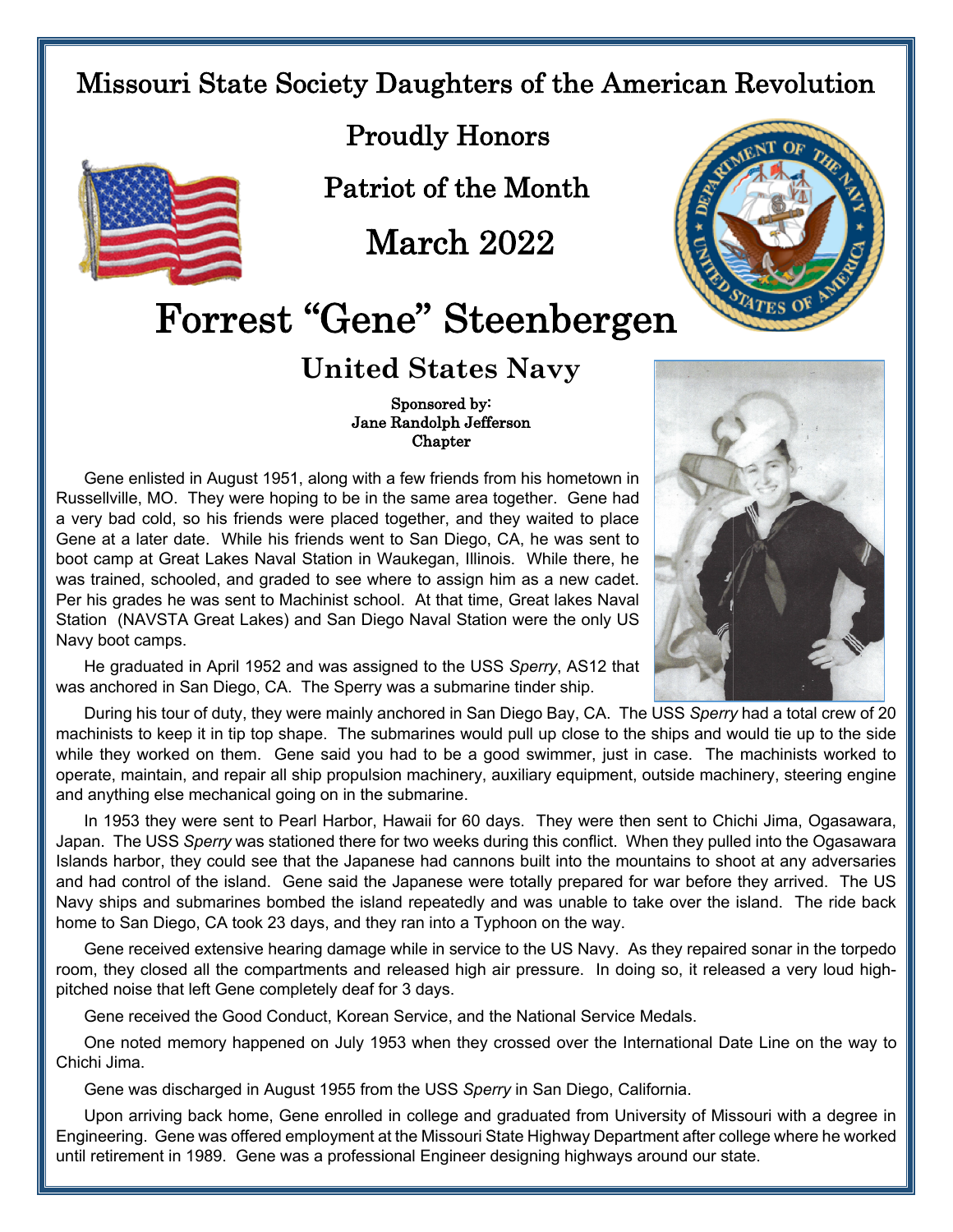# Missouri State Society Daughters of the American Revolution

## Proudly Honors

## Patriot of the Month

## March 2022

# Forrest "Gene" Steenbergen

## United States Navy

**Sponsored by:**
**Jane Randolph Jefferson Chapter**

Gene enlisted in August 1951, along with a few friends from his hometown in Russellville, MO. They were hoping to be in the same area together. Gene had a very bad cold, so his friends were placed together, and they waited to place Gene at a later date. While his friends went to San Diego, CA, he was sent to boot camp at Great Lakes Naval Station in Waukegan, Illinois. While there, he was trained, schooled, and graded to see where to assign him as a new cadet. Per his grades he was sent to Machinist school. At that time, Great lakes Naval Station (NAVSTA Great Lakes) and San Diego Naval Station were the only US Navy boot camps.

He graduated in April 1952 and was assigned to the USS *Sperry*, AS12 that was anchored in San Diego, CA. The Sperry was a submarine tinder ship.

During his tour of duty, they were mainly anchored in San Diego Bay, CA. The USS *Sperry* had a total crew of 20 machinists to keep it in tip top shape. The submarines would pull up close to the ships and would tie up to the side while they worked on them. Gene said you had to be a good swimmer, just in case. The machinists worked to operate, maintain, and repair all ship propulsion machinery, auxiliary equipment, outside machinery, steering engine and anything else mechanical going on in the submarine.

In 1953 they were sent to Pearl Harbor, Hawaii for 60 days. They were then sent to Chichi Jima, Ogasawara, Japan. The USS *Sperry* was stationed there for two weeks during this conflict. When they pulled into the Ogasawara Islands harbor, they could see that the Japanese had cannons built into the mountains to shoot at any adversaries and had control of the island. Gene said the Japanese were totally prepared for war before they arrived. The US Navy ships and submarines bombed the island repeatedly and was unable to take over the island. The ride back home to San Diego, CA took 23 days, and they ran into a Typhoon on the way.

Gene received extensive hearing damage while in service to the US Navy. As they repaired sonar in the torpedo room, they closed all the compartments and released high air pressure. In doing so, it released a very loud high-pitched noise that left Gene completely deaf for 3 days.

Gene received the Good Conduct, Korean Service, and the National Service Medals.

One noted memory happened on July 1953 when they crossed over the International Date Line on the way to Chichi Jima.

Gene was discharged in August 1955 from the USS *Sperry* in San Diego, California.

Upon arriving back home, Gene enrolled in college and graduated from University of Missouri with a degree in Engineering. Gene was offered employment at the Missouri State Highway Department after college where he worked until retirement in 1989. Gene was a professional Engineer designing highways around our state.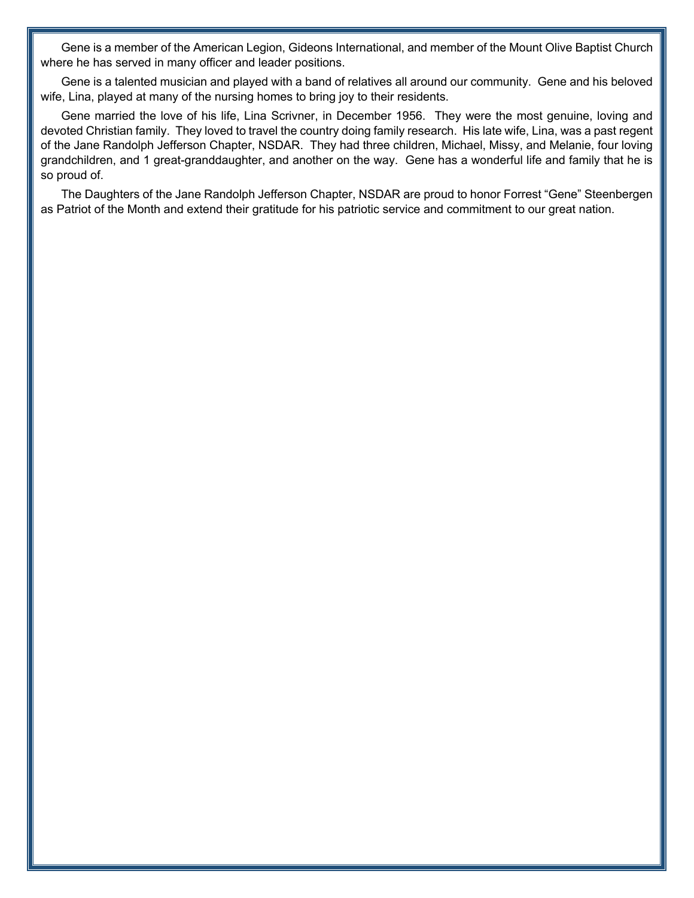Gene is a member of the American Legion, Gideons International, and member of the Mount Olive Baptist Church where he has served in many officer and leader positions.

Gene is a talented musician and played with a band of relatives all around our community. Gene and his beloved wife, Lina, played at many of the nursing homes to bring joy to their residents.

Gene married the love of his life, Lina Scrivner, in December 1956. They were the most genuine, loving and devoted Christian family. They loved to travel the country doing family research. His late wife, Lina, was a past regent of the Jane Randolph Jefferson Chapter, NSDAR. They had three children, Michael, Missy, and Melanie, four loving grandchildren, and 1 great-granddaughter, and another on the way. Gene has a wonderful life and family that he is so proud of.

The Daughters of the Jane Randolph Jefferson Chapter, NSDAR are proud to honor Forrest "Gene" Steenbergen as Patriot of the Month and extend their gratitude for his patriotic service and commitment to our great nation.